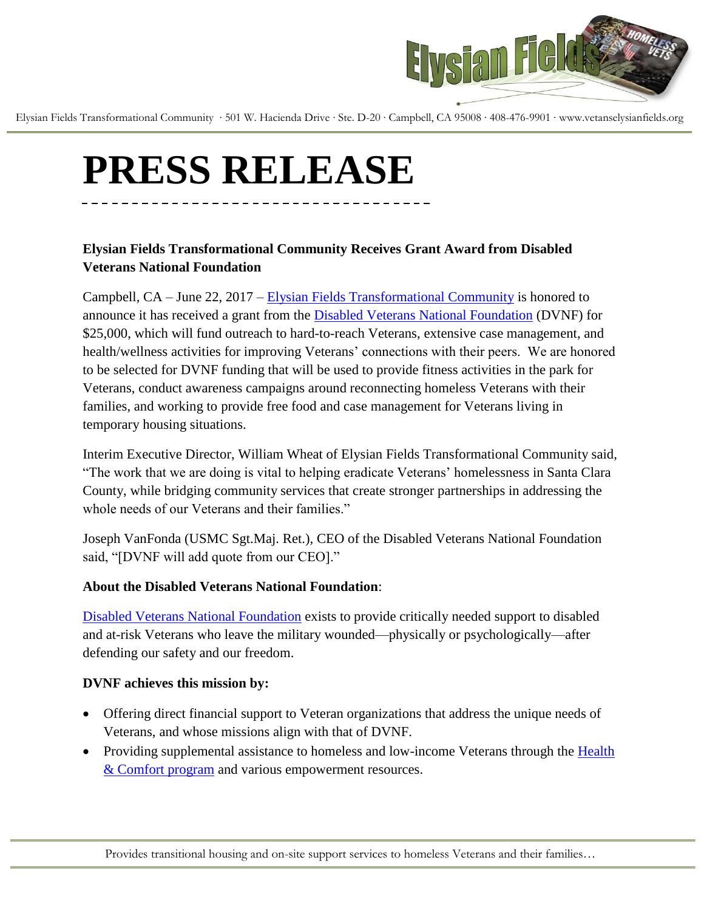Elysian Fields Transformational Community · 501 W. Hacienda Drive · Ste. D-20 · Campbell, CA 95008 · 408-476-9901 · www.vetanselysianfields.org

# PRESS RELEASE

**Elysian Fields Transformational Community Receives Grant Award from Disabled Veterans National Foundation**

Campbell, CA – June 22, 2017 – Elysian Fields Transformational Community is honored to announce it has received a grant from the Disabled Veterans National Foundation (DVNF) for $25,000, which will fund outreach to hard-to-reach Veterans, extensive case management, and health/wellness activities for improving Veterans' connections with their peers. We are honored to be selected for DVNF funding that will be used to provide fitness activities in the park for Veterans, conduct awareness campaigns around reconnecting homeless Veterans with their families, and working to provide free food and case management for Veterans living in temporary housing situations.

Interim Executive Director, William Wheat of Elysian Fields Transformational Community said, "The work that we are doing is vital to helping eradicate Veterans' homelessness in Santa Clara County, while bridging community services that create stronger partnerships in addressing the whole needs of our Veterans and their families."

Joseph VanFonda (USMC Sgt.Maj. Ret.), CEO of the Disabled Veterans National Foundation said, "[DVNF will add quote from our CEO]."

**About the Disabled Veterans National Foundation**:

Disabled Veterans National Foundation exists to provide critically needed support to disabled and at-risk Veterans who leave the military wounded—physically or psychologically—after defending our safety and our freedom.

**DVNF achieves this mission by:**

- Offering direct financial support to Veteran organizations that address the unique needs of Veterans, and whose missions align with that of DVNF.
- Providing supplemental assistance to homeless and low-income Veterans through the Health & Comfort program and various empowerment resources.

Provides transitional housing and on-site support services to homeless Veterans and their families…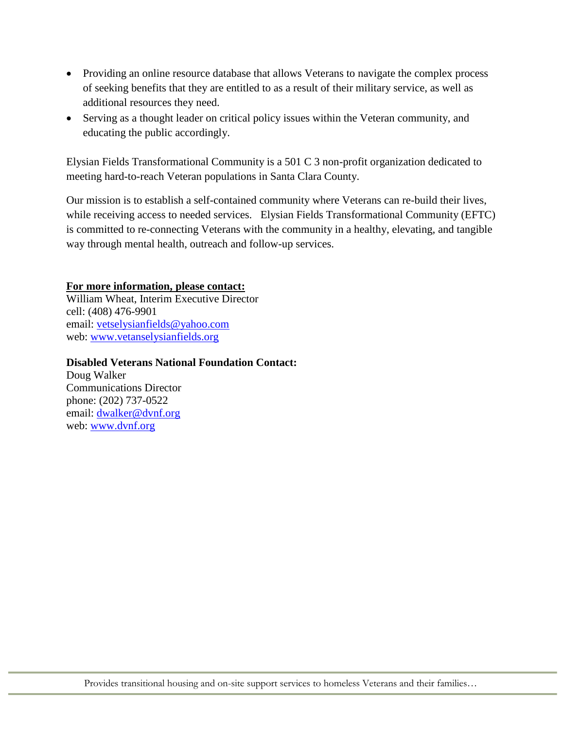- Providing an online resource database that allows Veterans to navigate the complex process of seeking benefits that they are entitled to as a result of their military service, as well as additional resources they need.
- Serving as a thought leader on critical policy issues within the Veteran community, and educating the public accordingly.

Elysian Fields Transformational Community is a 501 C 3 non-profit organization dedicated to meeting hard-to-reach Veteran populations in Santa Clara County.

Our mission is to establish a self-contained community where Veterans can re-build their lives, while receiving access to needed services. Elysian Fields Transformational Community (EFTC) is committed to re-connecting Veterans with the community in a healthy, elevating, and tangible way through mental health, outreach and follow-up services.

**For more information, please contact:**
William Wheat, Interim Executive Director
cell: (408) 476-9901
email: vetselysianfields@yahoo.com
web: www.vetanselysianfields.org

**Disabled Veterans National Foundation Contact:**
Doug Walker
Communications Director
phone: (202) 737-0522
email: dwalker@dvnf.org
web: www.dvnf.org